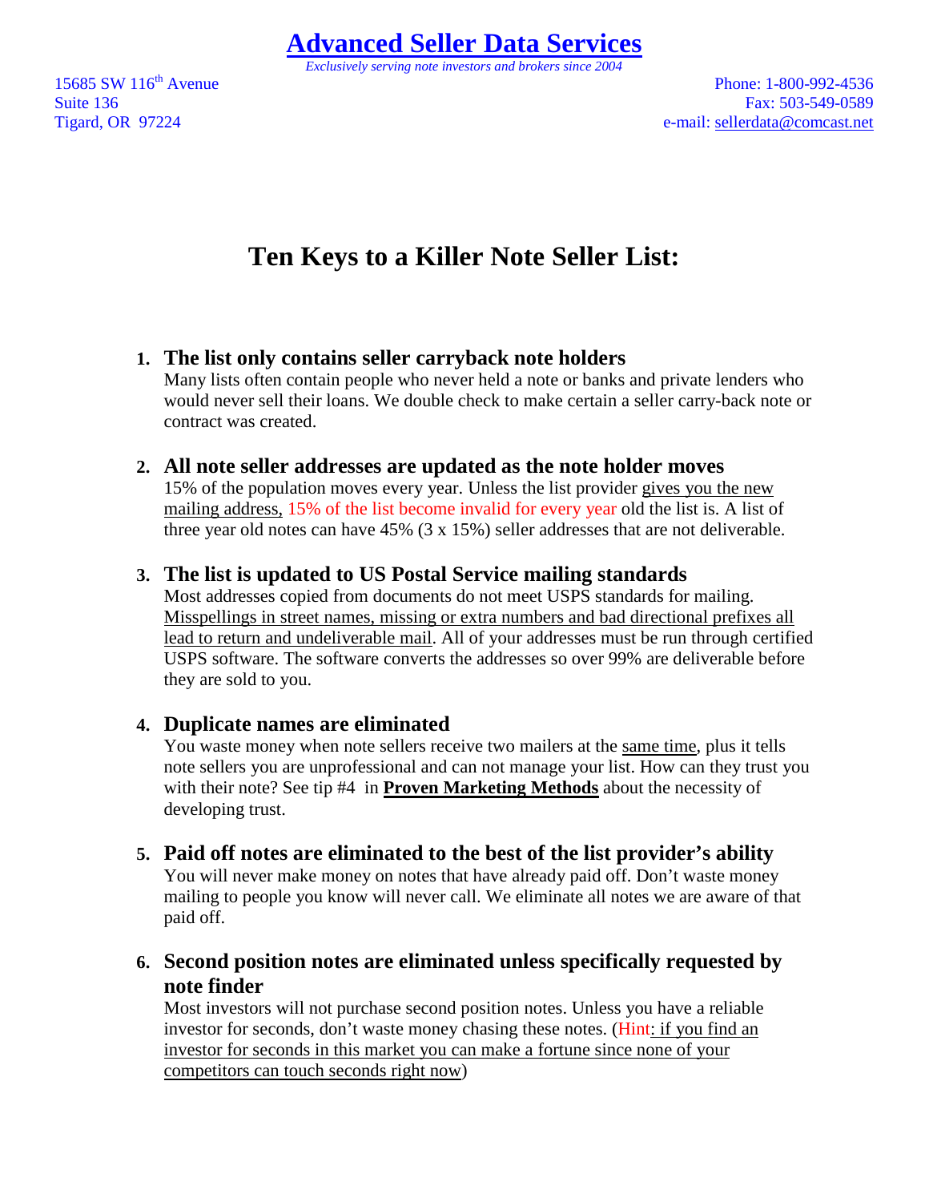# Advanced Seller Data Services

*Exclusively serving note investors and brokers since 2004*

15685 SW 116th Avenue
Suite 136
Tigard, OR 97224

Phone: 1-800-992-4536
Fax: 503-549-0589
e-mail: sellerdata@comcast.net

## Ten Keys to a Killer Note Seller List:

1. **The list only contains seller carryback note holders**
   Many lists often contain people who never held a note or banks and private lenders who would never sell their loans. We double check to make certain a seller carry-back note or contract was created.

2. **All note seller addresses are updated as the note holder moves**
   15% of the population moves every year. Unless the list provider gives you the new mailing address, 15% of the list become invalid for every year old the list is. A list of three year old notes can have 45% (3 x 15%) seller addresses that are not deliverable.

3. **The list is updated to US Postal Service mailing standards**
   Most addresses copied from documents do not meet USPS standards for mailing. Misspellings in street names, missing or extra numbers and bad directional prefixes all lead to return and undeliverable mail. All of your addresses must be run through certified USPS software. The software converts the addresses so over 99% are deliverable before they are sold to you.

4. **Duplicate names are eliminated**
   You waste money when note sellers receive two mailers at the same time, plus it tells note sellers you are unprofessional and can not manage your list. How can they trust you with their note? See tip #4 in **Proven Marketing Methods** about the necessity of developing trust.

5. **Paid off notes are eliminated to the best of the list provider's ability**
   You will never make money on notes that have already paid off. Don't waste money mailing to people you know will never call. We eliminate all notes we are aware of that paid off.

6. **Second position notes are eliminated unless specifically requested by note finder**
   Most investors will not purchase second position notes. Unless you have a reliable investor for seconds, don't waste money chasing these notes. (Hint: if you find an investor for seconds in this market you can make a fortune since none of your competitors can touch seconds right now)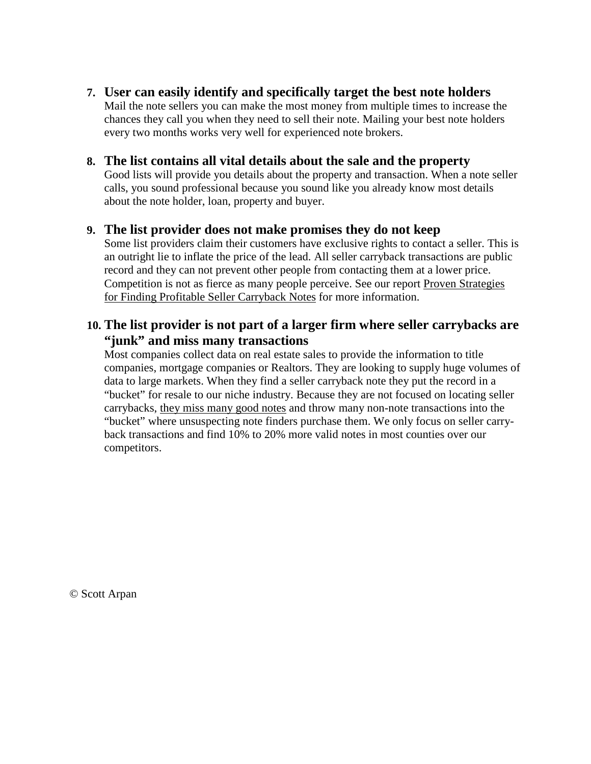7. **User can easily identify and specifically target the best note holders**
   Mail the note sellers you can make the most money from multiple times to increase the chances they call you when they need to sell their note. Mailing your best note holders every two months works very well for experienced note brokers.

8. **The list contains all vital details about the sale and the property**
   Good lists will provide you details about the property and transaction. When a note seller calls, you sound professional because you sound like you already know most details about the note holder, loan, property and buyer.

9. **The list provider does not make promises they do not keep**
   Some list providers claim their customers have exclusive rights to contact a seller. This is an outright lie to inflate the price of the lead. All seller carryback transactions are public record and they can not prevent other people from contacting them at a lower price. Competition is not as fierce as many people perceive. See our report Proven Strategies for Finding Profitable Seller Carryback Notes for more information.

10. **The list provider is not part of a larger firm where seller carrybacks are "junk" and miss many transactions**
    Most companies collect data on real estate sales to provide the information to title companies, mortgage companies or Realtors. They are looking to supply huge volumes of data to large markets. When they find a seller carryback note they put the record in a "bucket" for resale to our niche industry. Because they are not focused on locating seller carrybacks, they miss many good notes and throw many non-note transactions into the "bucket" where unsuspecting note finders purchase them. We only focus on seller carry-back transactions and find 10% to 20% more valid notes in most counties over our competitors.

© Scott Arpan